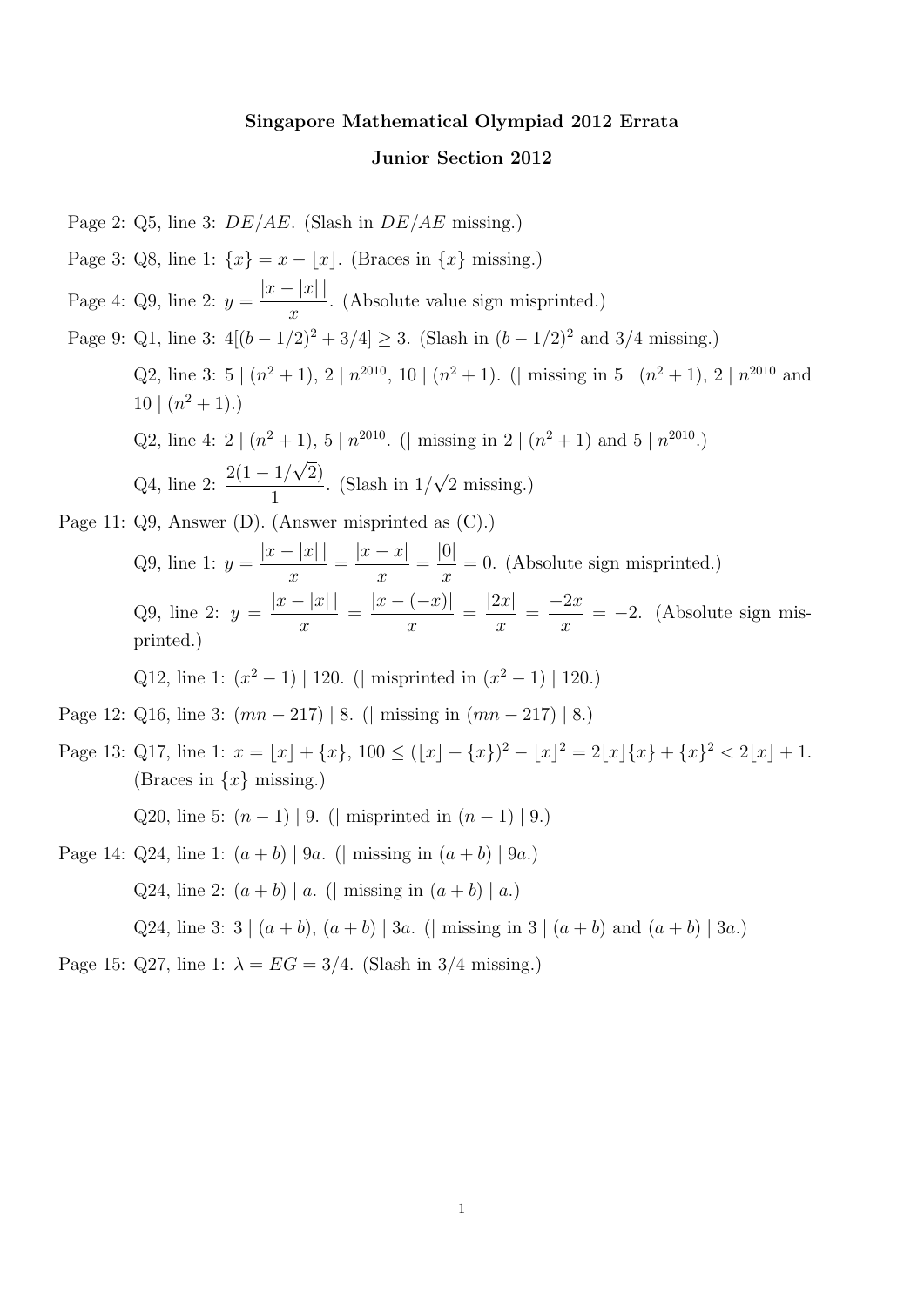**Singapore Mathematical Olympiad 2012 Errata**

**Junior Section 2012**

Page 2: Q5, line 3: $DE/AE$. (Slash in $DE/AE$ missing.)

Page 3: Q8, line 1: $\{x\} = x - \lfloor x \rfloor$. (Braces in $\{x\}$ missing.)

Page 4: Q9, line 2: $y = \dfrac{|x - |x||}{x}$. (Absolute value sign misprinted.)

Page 9: Q1, line 3: $4[(b - 1/2)^2 + 3/4] \geq 3$. (Slash in $(b - 1/2)^2$ and $3/4$ missing.)

Q2, line 3: $5 \mid (n^2 + 1)$, $2 \mid n^{2010}$, $10 \mid (n^2 + 1)$. ($\mid$ missing in $5 \mid (n^2 + 1)$, $2 \mid n^{2010}$ and $10 \mid (n^2 + 1)$.)

Q2, line 4: $2 \mid (n^2 + 1)$, $5 \mid n^{2010}$. ($\mid$ missing in $2 \mid (n^2 + 1)$ and $5 \mid n^{2010}$.)

Q4, line 2: $\dfrac{2(1 - 1/\sqrt{2})}{1}$. (Slash in $1/\sqrt{2}$ missing.)

Page 11: Q9, Answer (D). (Answer misprinted as (C).)

Q9, line 1: $y = \dfrac{|x - |x||}{x} = \dfrac{|x - x|}{x} = \dfrac{|0|}{x} = 0$. (Absolute sign misprinted.)

Q9, line 2: $y = \dfrac{|x - |x||}{x} = \dfrac{|x - (-x)|}{x} = \dfrac{|2x|}{x} = \dfrac{-2x}{x} = -2$. (Absolute sign misprinted.)

Q12, line 1: $(x^2 - 1) \mid 120$. ($\mid$ misprinted in $(x^2 - 1) \mid 120$.)

Page 12: Q16, line 3: $(mn - 217) \mid 8$. ($\mid$ missing in $(mn - 217) \mid 8$.)

Page 13: Q17, line 1: $x = \lfloor x \rfloor + \{x\}$, $100 \leq (\lfloor x \rfloor + \{x\})^2 - \lfloor x \rfloor^2 = 2\lfloor x \rfloor \{x\} + \{x\}^2 < 2\lfloor x \rfloor + 1$. (Braces in $\{x\}$ missing.)

Q20, line 5: $(n - 1) \mid 9$. ($\mid$ misprinted in $(n - 1) \mid 9$.)

Page 14: Q24, line 1: $(a + b) \mid 9a$. ($\mid$ missing in $(a + b) \mid 9a$.)

Q24, line 2: $(a + b) \mid a$. ($\mid$ missing in $(a + b) \mid a$.)

Q24, line 3: $3 \mid (a + b)$, $(a + b) \mid 3a$. ($\mid$ missing in $3 \mid (a + b)$ and $(a + b) \mid 3a$.)

Page 15: Q27, line 1: $\lambda = EG = 3/4$. (Slash in $3/4$ missing.)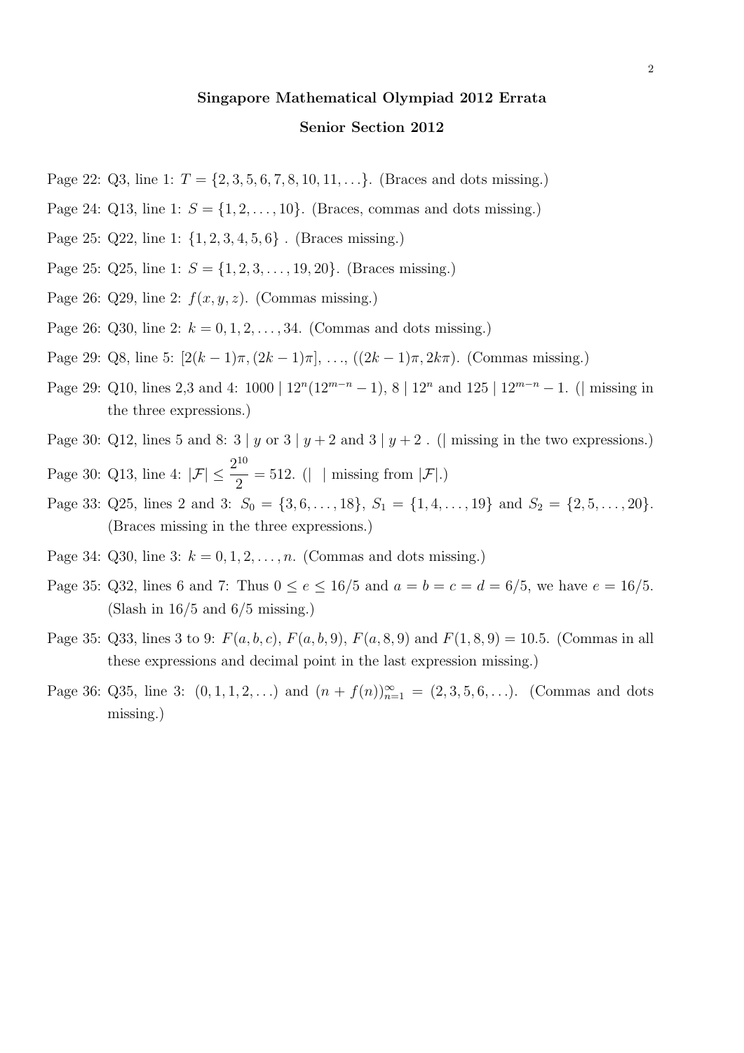**Singapore Mathematical Olympiad 2012 Errata**

**Senior Section 2012**

Page 22: Q3, line 1: $T = \{2, 3, 5, 6, 7, 8, 10, 11, \ldots\}$. (Braces and dots missing.)

Page 24: Q13, line 1: $S = \{1, 2, \ldots, 10\}$. (Braces, commas and dots missing.)

Page 25: Q22, line 1: $\{1, 2, 3, 4, 5, 6\}$ . (Braces missing.)

Page 25: Q25, line 1: $S = \{1, 2, 3, \ldots, 19, 20\}$. (Braces missing.)

Page 26: Q29, line 2: $f(x, y, z)$. (Commas missing.)

Page 26: Q30, line 2: $k = 0, 1, 2, \ldots, 34$. (Commas and dots missing.)

Page 29: Q8, line 5: $[2(k-1)\pi, (2k-1)\pi]$, $\ldots$, $((2k-1)\pi, 2k\pi)$. (Commas missing.)

Page 29: Q10, lines 2,3 and 4: $1000 \mid 12^n(12^{m-n} - 1)$, $8 \mid 12^n$ and $125 \mid 12^{m-n} - 1$. (| missing in the three expressions.)

Page 30: Q12, lines 5 and 8: $3 \mid y$ or $3 \mid y + 2$ and $3 \mid y + 2$ . (| missing in the two expressions.)

Page 30: Q13, line 4: $|\mathcal{F}| \leq \dfrac{2^{10}}{2} = 512$. (| | missing from $|\mathcal{F}|$.)

Page 33: Q25, lines 2 and 3: $S_0 = \{3, 6, \ldots, 18\}$, $S_1 = \{1, 4, \ldots, 19\}$ and $S_2 = \{2, 5, \ldots, 20\}$. (Braces missing in the three expressions.)

Page 34: Q30, line 3: $k = 0, 1, 2, \ldots, n$. (Commas and dots missing.)

Page 35: Q32, lines 6 and 7: Thus $0 \leq e \leq 16/5$ and $a = b = c = d = 6/5$, we have $e = 16/5$. (Slash in 16/5 and 6/5 missing.)

Page 35: Q33, lines 3 to 9: $F(a, b, c)$, $F(a, b, 9)$, $F(a, 8, 9)$ and $F(1, 8, 9) = 10.5$. (Commas in all these expressions and decimal point in the last expression missing.)

Page 36: Q35, line 3: $(0, 1, 1, 2, \ldots)$ and $(n + f(n))_{n=1}^{\infty} = (2, 3, 5, 6, \ldots)$. (Commas and dots missing.)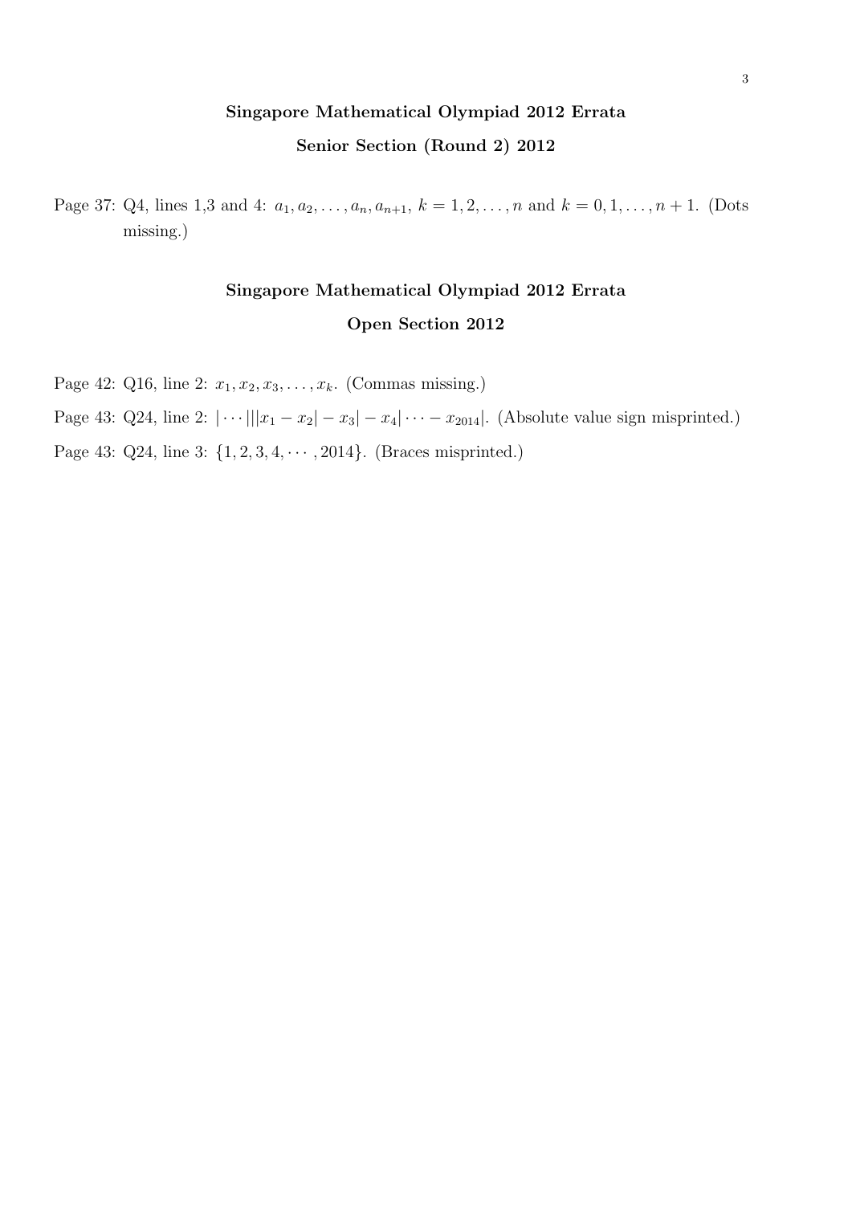## Singapore Mathematical Olympiad 2012 Errata

## Senior Section (Round 2) 2012

Page 37: Q4, lines 1,3 and 4: $a_1, a_2, \ldots, a_n, a_{n+1}$, $k = 1, 2, \ldots, n$ and $k = 0, 1, \ldots, n + 1$. (Dots missing.)

## Singapore Mathematical Olympiad 2012 Errata

## Open Section 2012

Page 42: Q16, line 2: $x_1, x_2, x_3, \ldots, x_k$. (Commas missing.)

Page 43: Q24, line 2: $|\cdots|||x_1 - x_2| - x_3| - x_4| \cdots - x_{2014}|$. (Absolute value sign misprinted.)

Page 43: Q24, line 3: $\{1, 2, 3, 4, \cdots, 2014\}$. (Braces misprinted.)